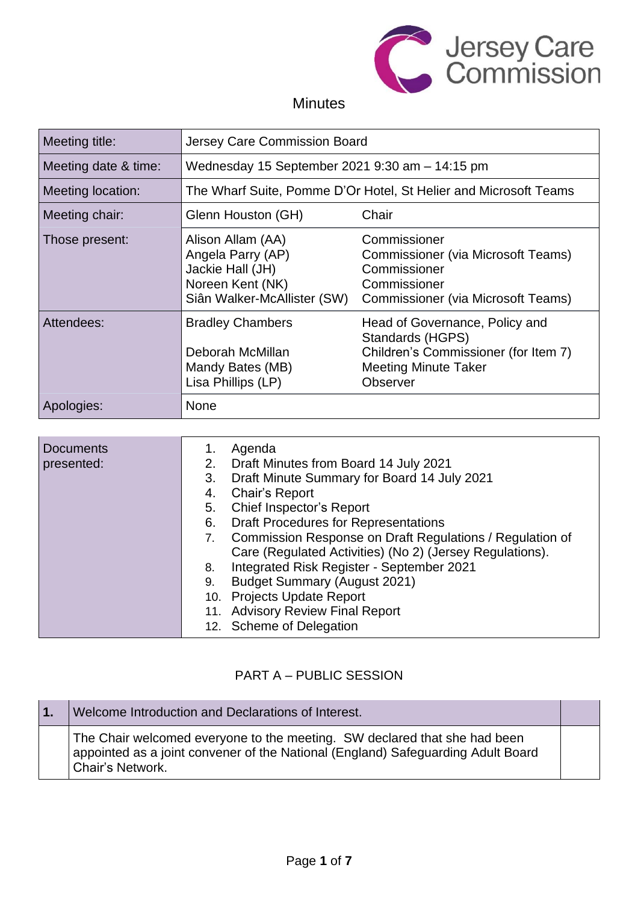Jersey Care Commission

# Minutes

| | | |
|---|---|---|
| Meeting title: | Jersey Care Commission Board | |
| Meeting date & time: | Wednesday 15 September 2021 9:30 am – 14:15 pm | |
| Meeting location: | The Wharf Suite, Pomme D'Or Hotel, St Helier and Microsoft Teams | |
| Meeting chair: | Glenn Houston (GH) | Chair |
| Those present: | Alison Allam (AA)<br>Angela Parry (AP)<br>Jackie Hall (JH)<br>Noreen Kent (NK)<br>Siân Walker-McAllister (SW) | Commissioner<br>Commissioner (via Microsoft Teams)<br>Commissioner<br>Commissioner<br>Commissioner (via Microsoft Teams) |
| Attendees: | Bradley Chambers<br><br>Deborah McMillan<br>Mandy Bates (MB)<br>Lisa Phillips (LP) | Head of Governance, Policy and Standards (HGPS)<br>Children's Commissioner (for Item 7)<br>Meeting Minute Taker<br>Observer |
| Apologies: | None | |

| | |
|---|---|
| Documents presented: | 1. Agenda<br>2. Draft Minutes from Board 14 July 2021<br>3. Draft Minute Summary for Board 14 July 2021<br>4. Chair's Report<br>5. Chief Inspector's Report<br>6. Draft Procedures for Representations<br>7. Commission Response on Draft Regulations / Regulation of Care (Regulated Activities) (No 2) (Jersey Regulations).<br>8. Integrated Risk Register - September 2021<br>9. Budget Summary (August 2021)<br>10. Projects Update Report<br>11. Advisory Review Final Report<br>12. Scheme of Delegation |

## PART A – PUBLIC SESSION

| **1.** | Welcome Introduction and Declarations of Interest. | |
|---|---|---|
| | The Chair welcomed everyone to the meeting. SW declared that she had been appointed as a joint convener of the National (England) Safeguarding Adult Board Chair's Network. | |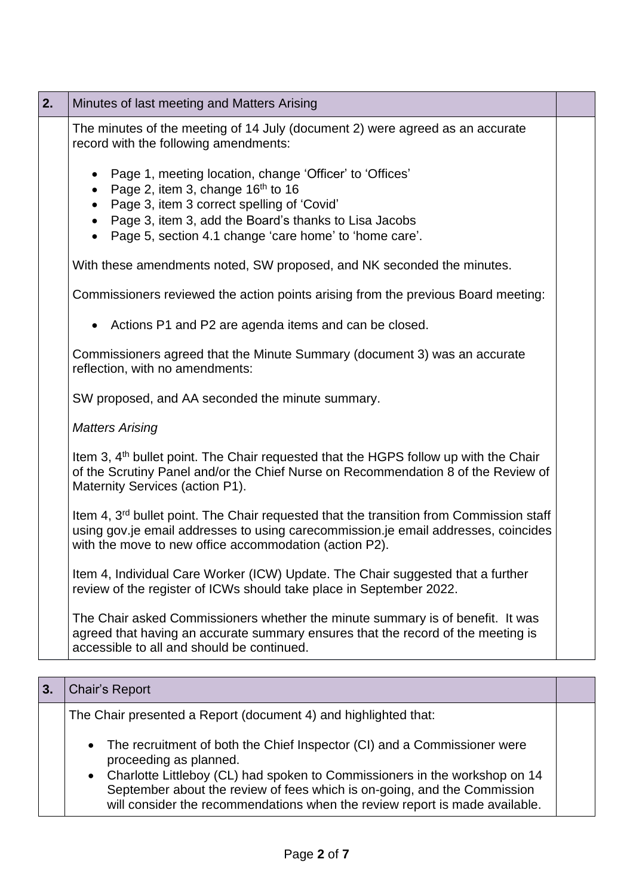| 2. | Minutes of last meeting and Matters Arising | |
|---|---|---|
| | The minutes of the meeting of 14 July (document 2) were agreed as an accurate record with the following amendments:<br><br>• Page 1, meeting location, change 'Officer' to 'Offices'<br>• Page 2, item 3, change 16th to 16<br>• Page 3, item 3 correct spelling of 'Covid'<br>• Page 3, item 3, add the Board's thanks to Lisa Jacobs<br>• Page 5, section 4.1 change 'care home' to 'home care'.<br><br>With these amendments noted, SW proposed, and NK seconded the minutes.<br><br>Commissioners reviewed the action points arising from the previous Board meeting:<br><br>• Actions P1 and P2 are agenda items and can be closed.<br><br>Commissioners agreed that the Minute Summary (document 3) was an accurate reflection, with no amendments:<br><br>SW proposed, and AA seconded the minute summary.<br><br>*Matters Arising*<br><br>Item 3, 4th bullet point. The Chair requested that the HGPS follow up with the Chair of the Scrutiny Panel and/or the Chief Nurse on Recommendation 8 of the Review of Maternity Services (action P1).<br><br>Item 4, 3rd bullet point. The Chair requested that the transition from Commission staff using gov.je email addresses to using carecommission.je email addresses, coincides with the move to new office accommodation (action P2).<br><br>Item 4, Individual Care Worker (ICW) Update. The Chair suggested that a further review of the register of ICWs should take place in September 2022.<br><br>The Chair asked Commissioners whether the minute summary is of benefit. It was agreed that having an accurate summary ensures that the record of the meeting is accessible to all and should be continued. | |

| 3. | Chair's Report | |
|---|---|---|
| | The Chair presented a Report (document 4) and highlighted that:<br><br>• The recruitment of both the Chief Inspector (CI) and a Commissioner were proceeding as planned.<br>• Charlotte Littleboy (CL) had spoken to Commissioners in the workshop on 14 September about the review of fees which is on-going, and the Commission will consider the recommendations when the review report is made available. | |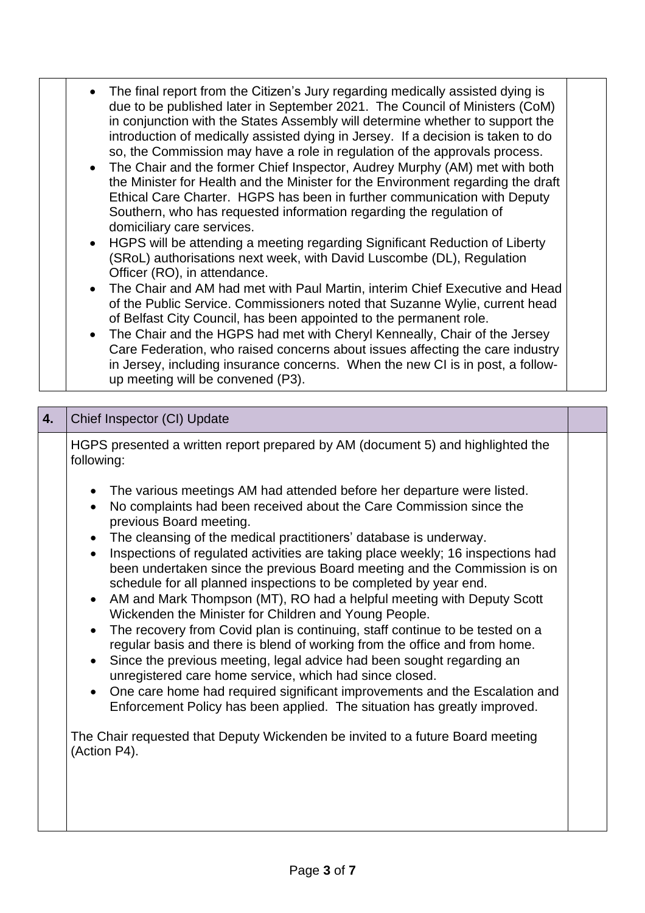- The final report from the Citizen's Jury regarding medically assisted dying is due to be published later in September 2021. The Council of Ministers (CoM) in conjunction with the States Assembly will determine whether to support the introduction of medically assisted dying in Jersey. If a decision is taken to do so, the Commission may have a role in regulation of the approvals process.
- The Chair and the former Chief Inspector, Audrey Murphy (AM) met with both the Minister for Health and the Minister for the Environment regarding the draft Ethical Care Charter. HGPS has been in further communication with Deputy Southern, who has requested information regarding the regulation of domiciliary care services.
- HGPS will be attending a meeting regarding Significant Reduction of Liberty (SRoL) authorisations next week, with David Luscombe (DL), Regulation Officer (RO), in attendance.
- The Chair and AM had met with Paul Martin, interim Chief Executive and Head of the Public Service. Commissioners noted that Suzanne Wylie, current head of Belfast City Council, has been appointed to the permanent role.
- The Chair and the HGPS had met with Cheryl Kenneally, Chair of the Jersey Care Federation, who raised concerns about issues affecting the care industry in Jersey, including insurance concerns. When the new CI is in post, a follow-up meeting will be convened (P3).

## 4. Chief Inspector (CI) Update

HGPS presented a written report prepared by AM (document 5) and highlighted the following:

- The various meetings AM had attended before her departure were listed.
- No complaints had been received about the Care Commission since the previous Board meeting.
- The cleansing of the medical practitioners' database is underway.
- Inspections of regulated activities are taking place weekly; 16 inspections had been undertaken since the previous Board meeting and the Commission is on schedule for all planned inspections to be completed by year end.
- AM and Mark Thompson (MT), RO had a helpful meeting with Deputy Scott Wickenden the Minister for Children and Young People.
- The recovery from Covid plan is continuing, staff continue to be tested on a regular basis and there is blend of working from the office and from home.
- Since the previous meeting, legal advice had been sought regarding an unregistered care home service, which had since closed.
- One care home had required significant improvements and the Escalation and Enforcement Policy has been applied. The situation has greatly improved.

The Chair requested that Deputy Wickenden be invited to a future Board meeting (Action P4).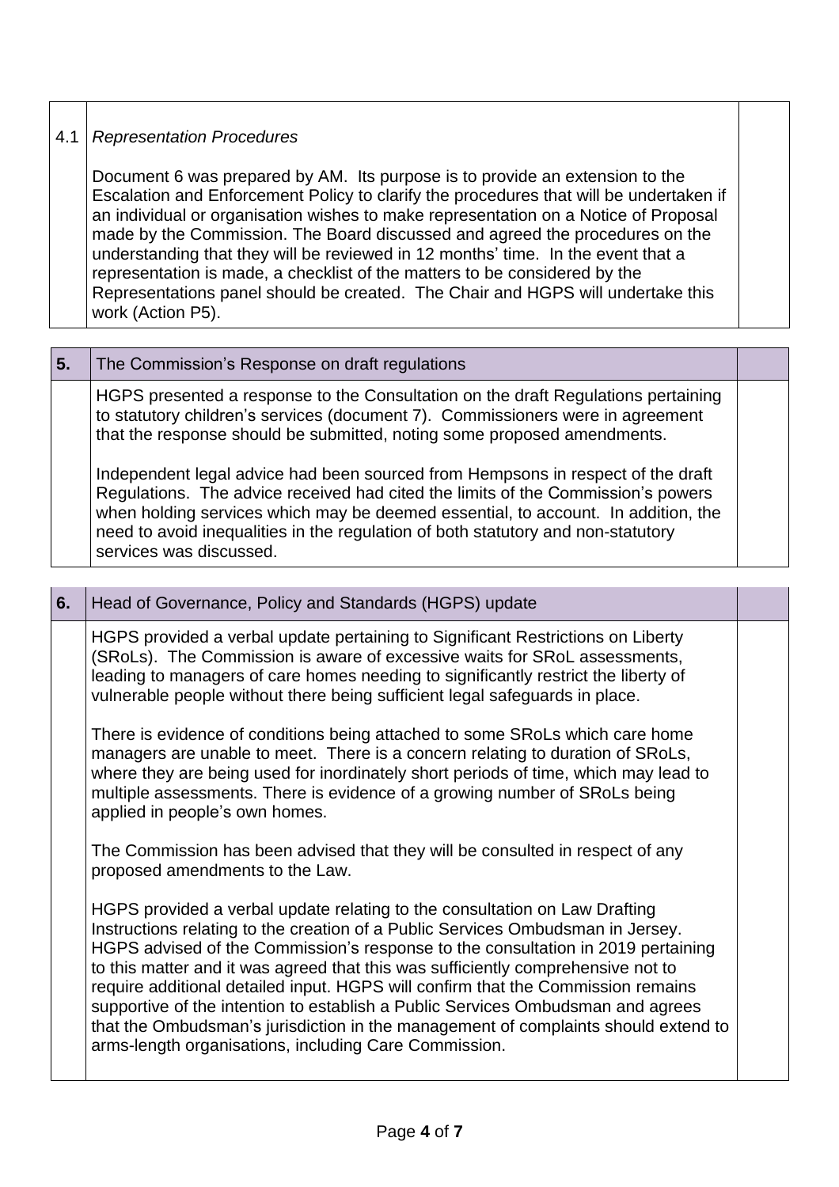| 4.1 | *Representation Procedures*<br><br>Document 6 was prepared by AM. Its purpose is to provide an extension to the Escalation and Enforcement Policy to clarify the procedures that will be undertaken if an individual or organisation wishes to make representation on a Notice of Proposal made by the Commission. The Board discussed and agreed the procedures on the understanding that they will be reviewed in 12 months' time. In the event that a representation is made, a checklist of the matters to be considered by the Representations panel should be created. The Chair and HGPS will undertake this work (Action P5). | |
|---|---|---|

| **5.** | The Commission's Response on draft regulations | |
|---|---|---|
| | HGPS presented a response to the Consultation on the draft Regulations pertaining to statutory children's services (document 7). Commissioners were in agreement that the response should be submitted, noting some proposed amendments.<br><br>Independent legal advice had been sourced from Hempsons in respect of the draft Regulations. The advice received had cited the limits of the Commission's powers when holding services which may be deemed essential, to account. In addition, the need to avoid inequalities in the regulation of both statutory and non-statutory services was discussed. | |

| **6.** | Head of Governance, Policy and Standards (HGPS) update | |
|---|---|---|
| | HGPS provided a verbal update pertaining to Significant Restrictions on Liberty (SRoLs). The Commission is aware of excessive waits for SRoL assessments, leading to managers of care homes needing to significantly restrict the liberty of vulnerable people without there being sufficient legal safeguards in place.<br><br>There is evidence of conditions being attached to some SRoLs which care home managers are unable to meet. There is a concern relating to duration of SRoLs, where they are being used for inordinately short periods of time, which may lead to multiple assessments. There is evidence of a growing number of SRoLs being applied in people's own homes.<br><br>The Commission has been advised that they will be consulted in respect of any proposed amendments to the Law.<br><br>HGPS provided a verbal update relating to the consultation on Law Drafting Instructions relating to the creation of a Public Services Ombudsman in Jersey. HGPS advised of the Commission's response to the consultation in 2019 pertaining to this matter and it was agreed that this was sufficiently comprehensive not to require additional detailed input. HGPS will confirm that the Commission remains supportive of the intention to establish a Public Services Ombudsman and agrees that the Ombudsman's jurisdiction in the management of complaints should extend to arms-length organisations, including Care Commission. | |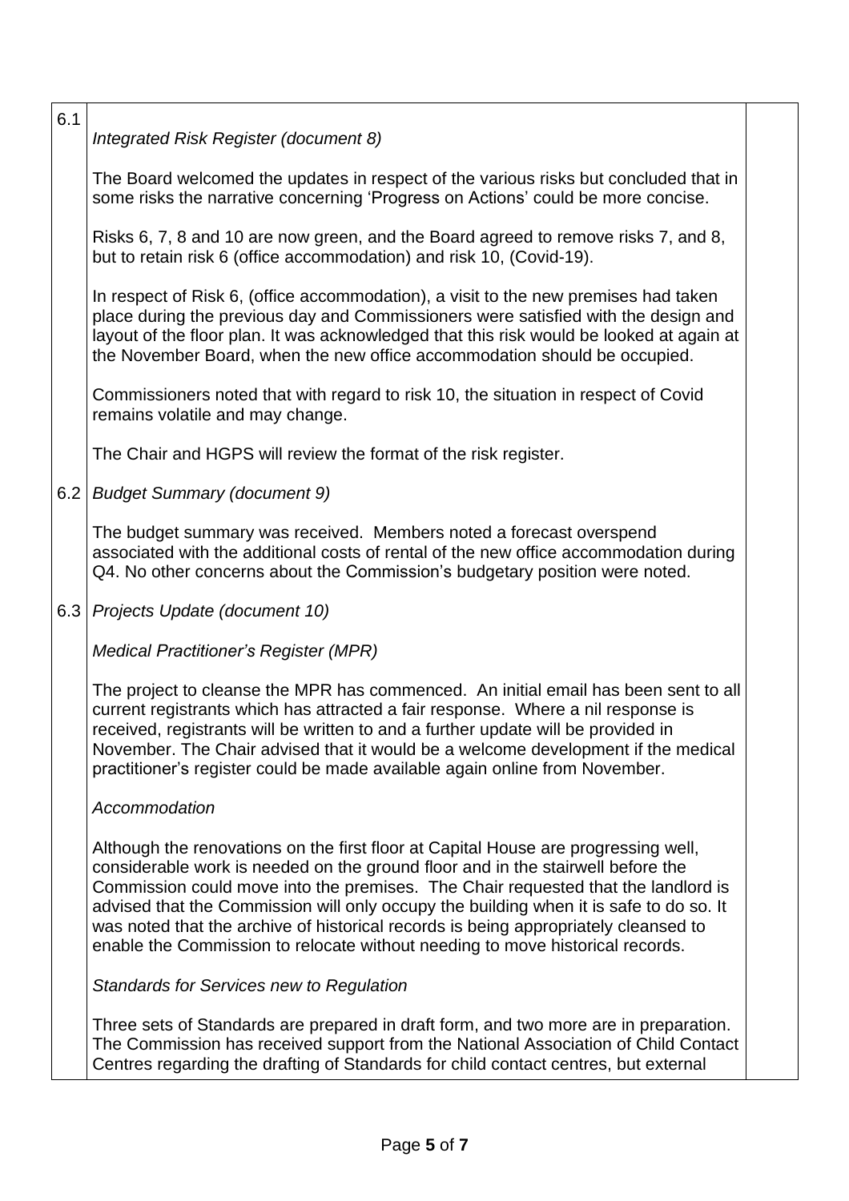| | | |
|---|---|---|
| 6.1 | *Integrated Risk Register (document 8)*<br><br>The Board welcomed the updates in respect of the various risks but concluded that in some risks the narrative concerning 'Progress on Actions' could be more concise.<br><br>Risks 6, 7, 8 and 10 are now green, and the Board agreed to remove risks 7, and 8, but to retain risk 6 (office accommodation) and risk 10, (Covid-19).<br><br>In respect of Risk 6, (office accommodation), a visit to the new premises had taken place during the previous day and Commissioners were satisfied with the design and layout of the floor plan. It was acknowledged that this risk would be looked at again at the November Board, when the new office accommodation should be occupied.<br><br>Commissioners noted that with regard to risk 10, the situation in respect of Covid remains volatile and may change.<br><br>The Chair and HGPS will review the format of the risk register. | |
| 6.2 | *Budget Summary (document 9)*<br><br>The budget summary was received. Members noted a forecast overspend associated with the additional costs of rental of the new office accommodation during Q4. No other concerns about the Commission's budgetary position were noted. | |
| 6.3 | *Projects Update (document 10)*<br><br>*Medical Practitioner's Register (MPR)*<br><br>The project to cleanse the MPR has commenced. An initial email has been sent to all current registrants which has attracted a fair response. Where a nil response is received, registrants will be written to and a further update will be provided in November. The Chair advised that it would be a welcome development if the medical practitioner's register could be made available again online from November.<br><br>*Accommodation*<br><br>Although the renovations on the first floor at Capital House are progressing well, considerable work is needed on the ground floor and in the stairwell before the Commission could move into the premises. The Chair requested that the landlord is advised that the Commission will only occupy the building when it is safe to do so. It was noted that the archive of historical records is being appropriately cleansed to enable the Commission to relocate without needing to move historical records.<br><br>*Standards for Services new to Regulation*<br><br>Three sets of Standards are prepared in draft form, and two more are in preparation. The Commission has received support from the National Association of Child Contact Centres regarding the drafting of Standards for child contact centres, but external | |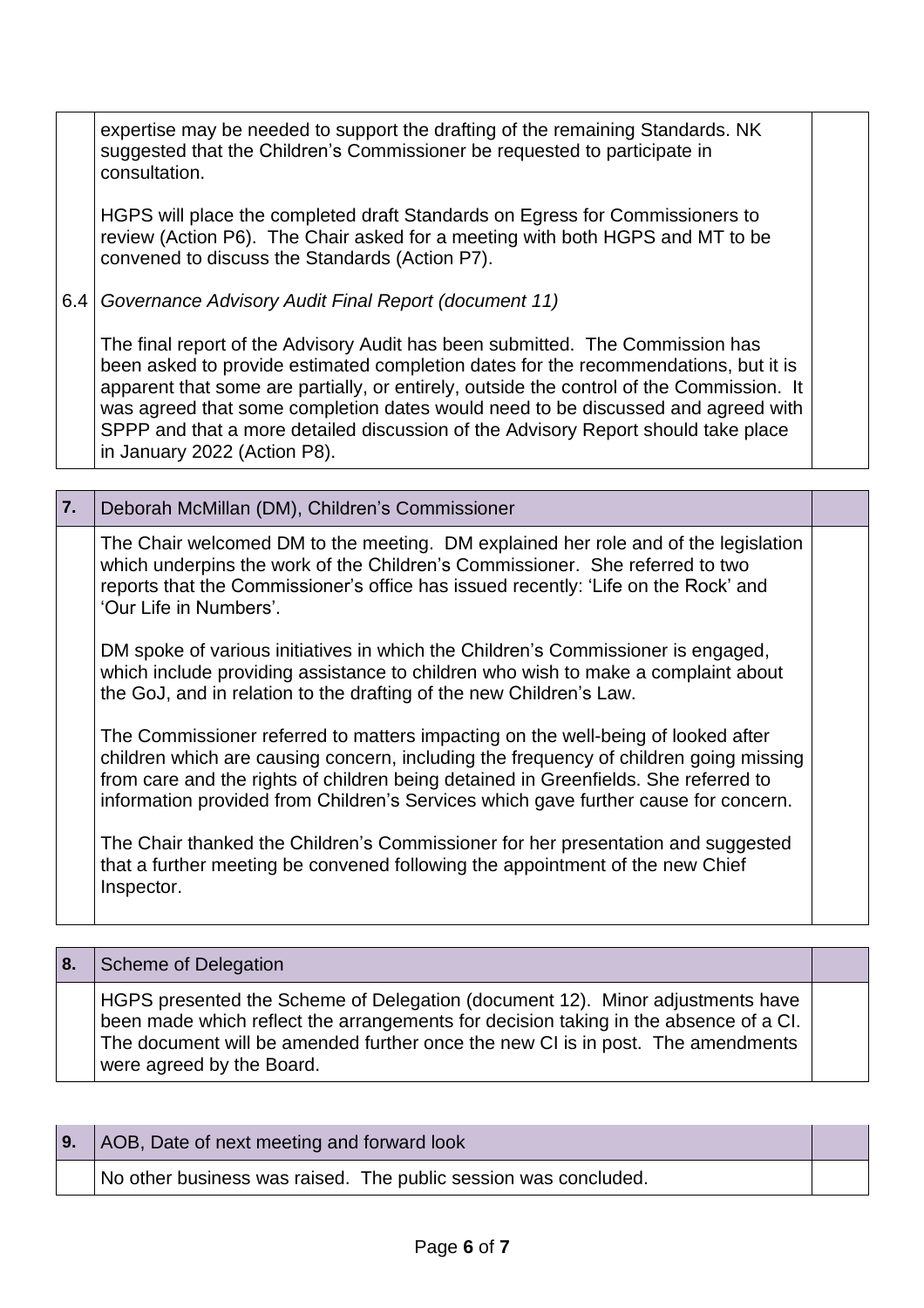| | | |
|---|---|---|
| | expertise may be needed to support the drafting of the remaining Standards. NK suggested that the Children's Commissioner be requested to participate in consultation.<br><br>HGPS will place the completed draft Standards on Egress for Commissioners to review (Action P6). The Chair asked for a meeting with both HGPS and MT to be convened to discuss the Standards (Action P7). | |
| 6.4 | *Governance Advisory Audit Final Report (document 11)*<br><br>The final report of the Advisory Audit has been submitted. The Commission has been asked to provide estimated completion dates for the recommendations, but it is apparent that some are partially, or entirely, outside the control of the Commission. It was agreed that some completion dates would need to be discussed and agreed with SPPP and that a more detailed discussion of the Advisory Report should take place in January 2022 (Action P8). | |

| **7.** | Deborah McMillan (DM), Children's Commissioner | |
|---|---|---|
| | The Chair welcomed DM to the meeting. DM explained her role and of the legislation which underpins the work of the Children's Commissioner. She referred to two reports that the Commissioner's office has issued recently: 'Life on the Rock' and 'Our Life in Numbers'.<br><br>DM spoke of various initiatives in which the Children's Commissioner is engaged, which include providing assistance to children who wish to make a complaint about the GoJ, and in relation to the drafting of the new Children's Law.<br><br>The Commissioner referred to matters impacting on the well-being of looked after children which are causing concern, including the frequency of children going missing from care and the rights of children being detained in Greenfields. She referred to information provided from Children's Services which gave further cause for concern.<br><br>The Chair thanked the Children's Commissioner for her presentation and suggested that a further meeting be convened following the appointment of the new Chief Inspector. | |

| **8.** | Scheme of Delegation | |
|---|---|---|
| | HGPS presented the Scheme of Delegation (document 12). Minor adjustments have been made which reflect the arrangements for decision taking in the absence of a CI. The document will be amended further once the new CI is in post. The amendments were agreed by the Board. | |

| **9.** | AOB, Date of next meeting and forward look | |
|---|---|---|
| | No other business was raised. The public session was concluded. | |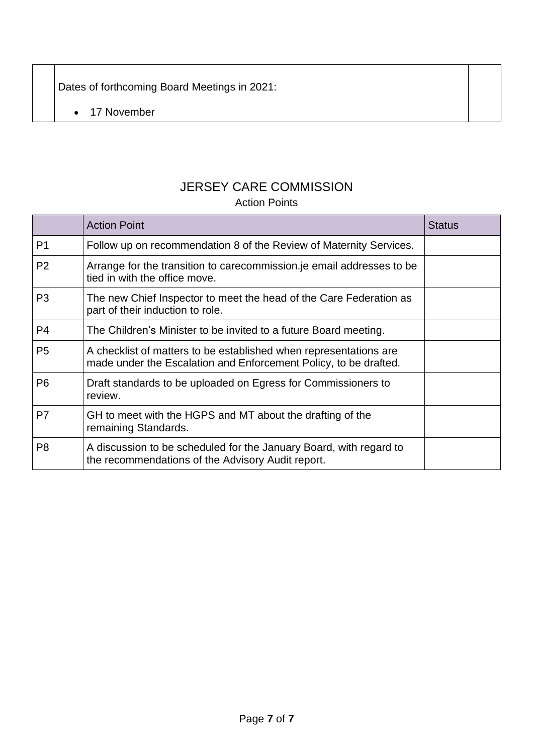| | | |
|---|---|---|
| | Dates of forthcoming Board Meetings in 2021:<br><br>• 17 November | |

# JERSEY CARE COMMISSION

Action Points

| | Action Point | Status |
|---|---|---|
| P1 | Follow up on recommendation 8 of the Review of Maternity Services. | |
| P2 | Arrange for the transition to carecommission.je email addresses to be tied in with the office move. | |
| P3 | The new Chief Inspector to meet the head of the Care Federation as part of their induction to role. | |
| P4 | The Children's Minister to be invited to a future Board meeting. | |
| P5 | A checklist of matters to be established when representations are made under the Escalation and Enforcement Policy, to be drafted. | |
| P6 | Draft standards to be uploaded on Egress for Commissioners to review. | |
| P7 | GH to meet with the HGPS and MT about the drafting of the remaining Standards. | |
| P8 | A discussion to be scheduled for the January Board, with regard to the recommendations of the Advisory Audit report. | |